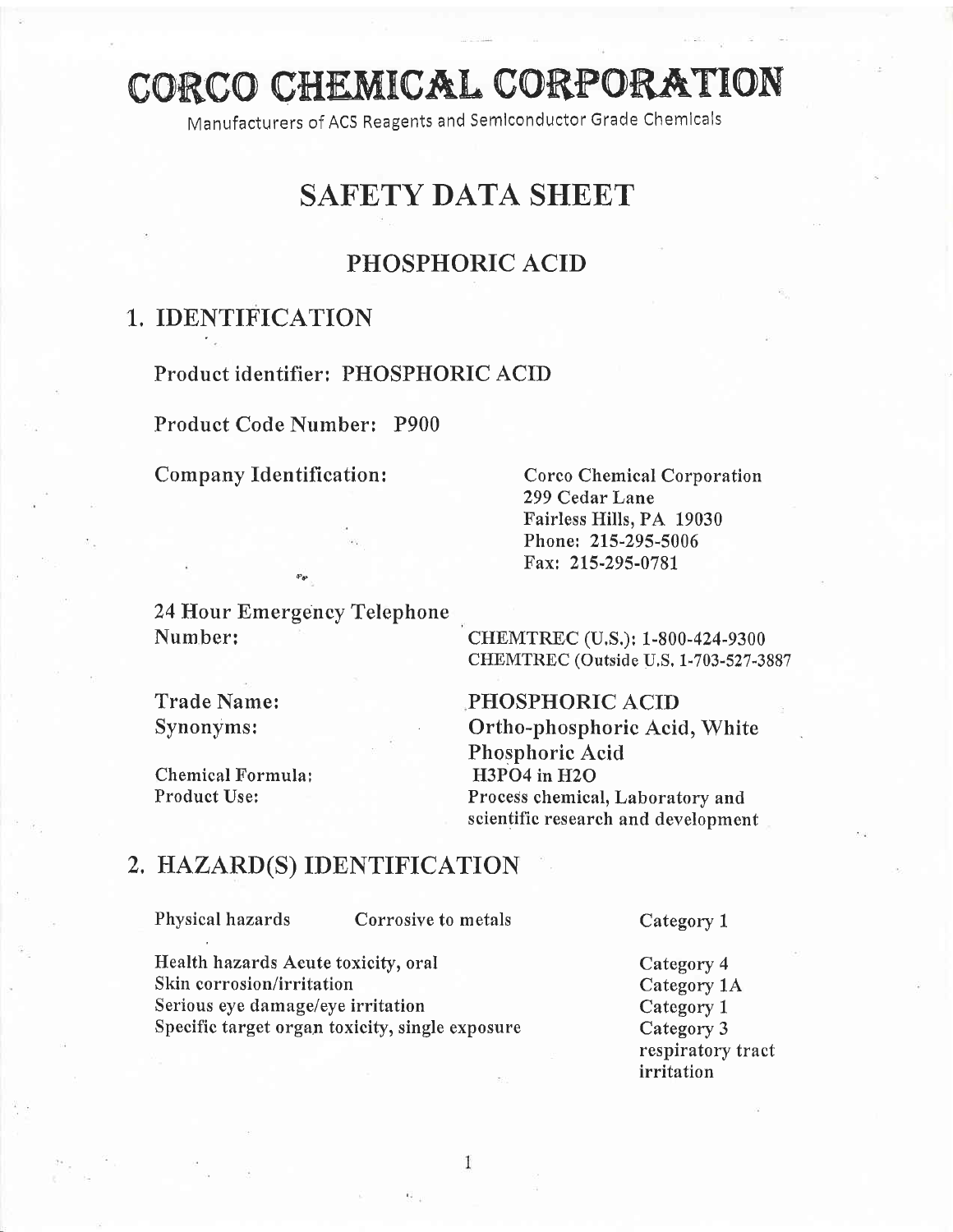# CORCO CHEMICAL CORPORATION

Manufacturers of ACS Reagents and Semiconductor Grade Chemicals

# SAFETY DATA SHEET

## PHOSPHORIC ACID

## 1. IDENTIFICATION

Product identifier: PHOSPHORIC ACID

Product Code Number: P900

Company Identification:

Corco Chemical Corporation
299 Cedar Lane
Fairless Hills, PA 19030
Phone: 215-295-5006
Fax: 215-295-0781

24 Hour Emergency Telephone Number:

CHEMTREC (U.S.): 1-800-424-9300
CHEMTREC (Outside U.S. 1-703-527-3887

| | |
|---|---|
| Trade Name: | PHOSPHORIC ACID |
| Synonyms: | Ortho-phosphoric Acid, White Phosphoric Acid |
| Chemical Formula: | $H_3PO_4$ in $H_2O$ |
| Product Use: | Process chemical, Laboratory and scientific research and development |

## 2. HAZARD(S) IDENTIFICATION

| | | |
|---|---|---|
| Physical hazards | Corrosive to metals | Category 1 |
| Health hazards Acute toxicity, oral | | Category 4 |
| Skin corrosion/irritation | | Category 1A |
| Serious eye damage/eye irritation | | Category 1 |
| Specific target organ toxicity, single exposure | | Category 3 respiratory tract irritation |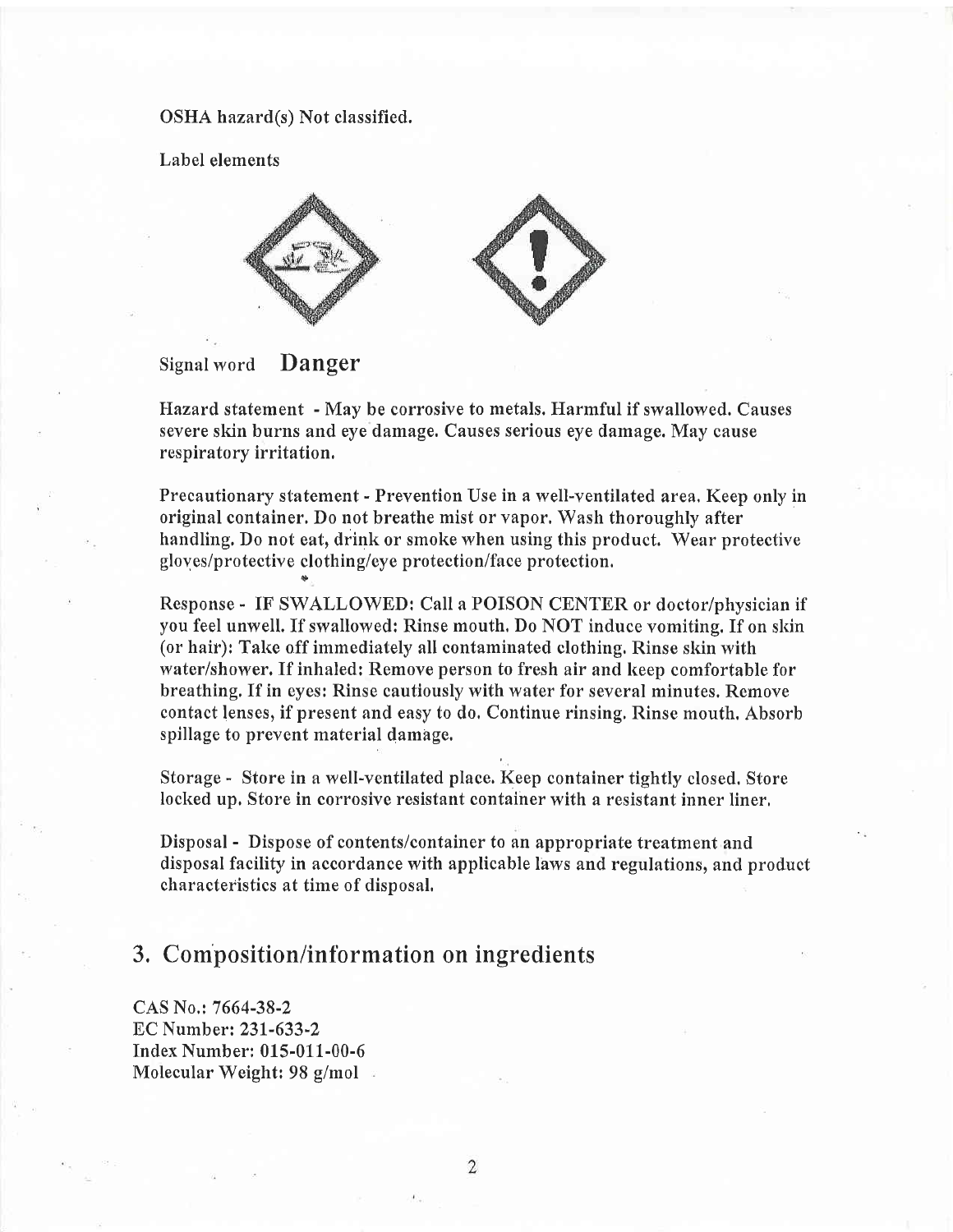OSHA hazard(s) Not classified.

Label elements

Signal word **Danger**

Hazard statement - May be corrosive to metals. Harmful if swallowed. Causes severe skin burns and eye damage. Causes serious eye damage. May cause respiratory irritation.

Precautionary statement - Prevention Use in a well-ventilated area. Keep only in original container. Do not breathe mist or vapor. Wash thoroughly after handling. Do not eat, drink or smoke when using this product. Wear protective gloves/protective clothing/eye protection/face protection.

Response - IF SWALLOWED: Call a POISON CENTER or doctor/physician if you feel unwell. If swallowed: Rinse mouth. Do NOT induce vomiting. If on skin (or hair): Take off immediately all contaminated clothing. Rinse skin with water/shower. If inhaled: Remove person to fresh air and keep comfortable for breathing. If in eyes: Rinse cautiously with water for several minutes. Remove contact lenses, if present and easy to do. Continue rinsing. Rinse mouth. Absorb spillage to prevent material damage.

Storage - Store in a well-ventilated place. Keep container tightly closed. Store locked up. Store in corrosive resistant container with a resistant inner liner.

Disposal - Dispose of contents/container to an appropriate treatment and disposal facility in accordance with applicable laws and regulations, and product characteristics at time of disposal.

## 3. Composition/information on ingredients

CAS No.: 7664-38-2
EC Number: 231-633-2
Index Number: 015-011-00-6
Molecular Weight: 98 g/mol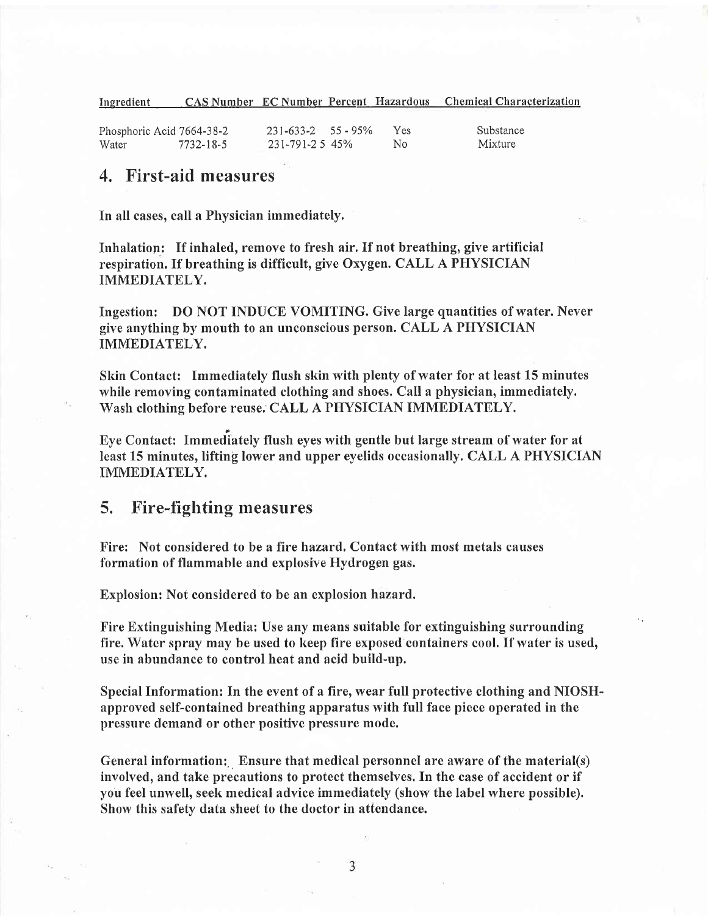| Ingredient | CAS Number | EC Number | Percent | Hazardous | Chemical Characterization |
|---|---|---|---|---|---|
| Phosphoric Acid | 7664-38-2 | 231-633-2 | 55 - 95% | Yes | Substance |
| Water | 7732-18-5 | 231-791-2 5 | 45% | No | Mixture |

## 4. First-aid measures

**In all cases, call a Physician immediately.**

**Inhalation: If inhaled, remove to fresh air. If not breathing, give artificial respiration. If breathing is difficult, give Oxygen. CALL A PHYSICIAN IMMEDIATELY.**

**Ingestion: DO NOT INDUCE VOMITING. Give large quantities of water. Never give anything by mouth to an unconscious person. CALL A PHYSICIAN IMMEDIATELY.**

**Skin Contact: Immediately flush skin with plenty of water for at least 15 minutes while removing contaminated clothing and shoes. Call a physician, immediately. Wash clothing before reuse. CALL A PHYSICIAN IMMEDIATELY.**

**Eye Contact: Immediately flush eyes with gentle but large stream of water for at least 15 minutes, lifting lower and upper eyelids occasionally. CALL A PHYSICIAN IMMEDIATELY.**

## 5. Fire-fighting measures

**Fire: Not considered to be a fire hazard. Contact with most metals causes formation of flammable and explosive Hydrogen gas.**

**Explosion: Not considered to be an explosion hazard.**

**Fire Extinguishing Media: Use any means suitable for extinguishing surrounding fire. Water spray may be used to keep fire exposed containers cool. If water is used, use in abundance to control heat and acid build-up.**

**Special Information: In the event of a fire, wear full protective clothing and NIOSH-approved self-contained breathing apparatus with full face piece operated in the pressure demand or other positive pressure mode.**

**General information: Ensure that medical personnel are aware of the material(s) involved, and take precautions to protect themselves. In the case of accident or if you feel unwell, seek medical advice immediately (show the label where possible). Show this safety data sheet to the doctor in attendance.**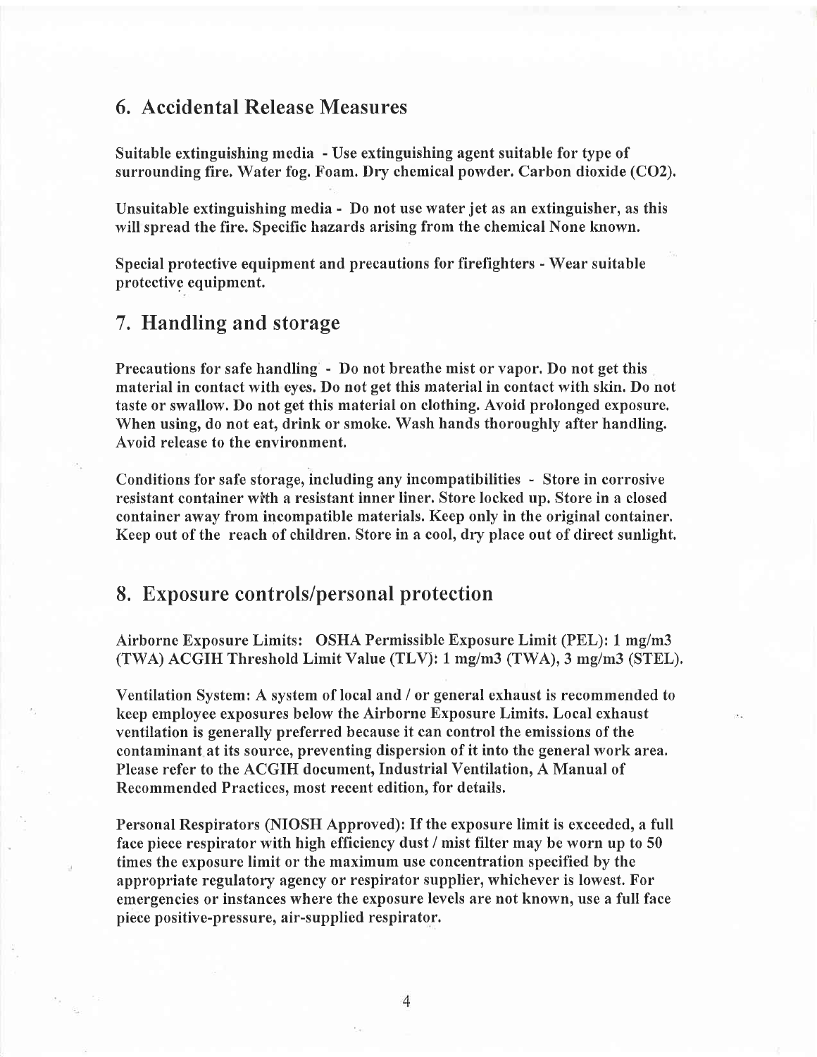## 6. Accidental Release Measures

Suitable extinguishing media - Use extinguishing agent suitable for type of surrounding fire. Water fog. Foam. Dry chemical powder. Carbon dioxide ($CO_2$).

Unsuitable extinguishing media - Do not use water jet as an extinguisher, as this will spread the fire. Specific hazards arising from the chemical None known.

Special protective equipment and precautions for firefighters - Wear suitable protective equipment.

## 7. Handling and storage

Precautions for safe handling - Do not breathe mist or vapor. Do not get this material in contact with eyes. Do not get this material in contact with skin. Do not taste or swallow. Do not get this material on clothing. Avoid prolonged exposure. When using, do not eat, drink or smoke. Wash hands thoroughly after handling. Avoid release to the environment.

Conditions for safe storage, including any incompatibilities - Store in corrosive resistant container with a resistant inner liner. Store locked up. Store in a closed container away from incompatible materials. Keep only in the original container. Keep out of the reach of children. Store in a cool, dry place out of direct sunlight.

## 8. Exposure controls/personal protection

Airborne Exposure Limits: OSHA Permissible Exposure Limit (PEL): 1 mg/m3 (TWA) ACGIH Threshold Limit Value (TLV): 1 mg/m3 (TWA), 3 mg/m3 (STEL).

Ventilation System: A system of local and / or general exhaust is recommended to keep employee exposures below the Airborne Exposure Limits. Local exhaust ventilation is generally preferred because it can control the emissions of the contaminant at its source, preventing dispersion of it into the general work area. Please refer to the ACGIH document, Industrial Ventilation, A Manual of Recommended Practices, most recent edition, for details.

Personal Respirators (NIOSH Approved): If the exposure limit is exceeded, a full face piece respirator with high efficiency dust / mist filter may be worn up to 50 times the exposure limit or the maximum use concentration specified by the appropriate regulatory agency or respirator supplier, whichever is lowest. For emergencies or instances where the exposure levels are not known, use a full face piece positive-pressure, air-supplied respirator.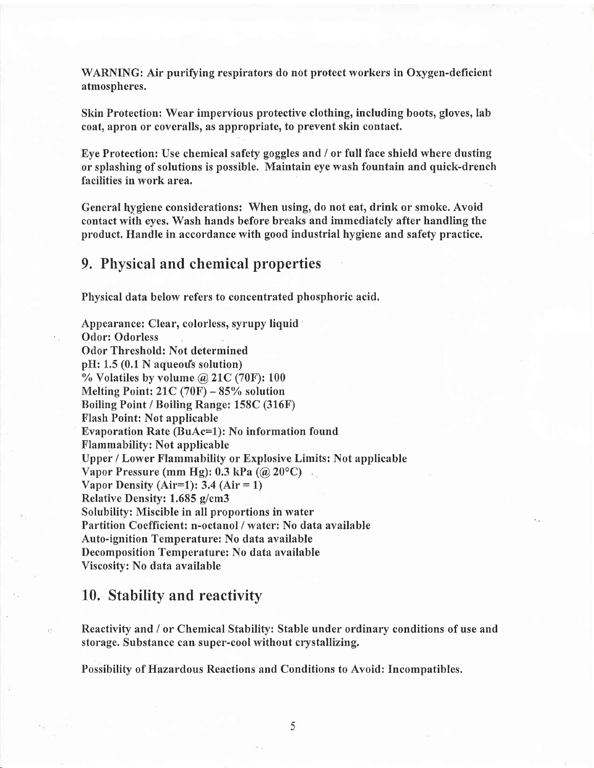**WARNING: Air purifying respirators do not protect workers in Oxygen-deficient atmospheres.**

**Skin Protection: Wear impervious protective clothing, including boots, gloves, lab coat, apron or coveralls, as appropriate, to prevent skin contact.**

**Eye Protection: Use chemical safety goggles and / or full face shield where dusting or splashing of solutions is possible. Maintain eye wash fountain and quick-drench facilities in work area.**

**General hygiene considerations: When using, do not eat, drink or smoke. Avoid contact with eyes. Wash hands before breaks and immediately after handling the product. Handle in accordance with good industrial hygiene and safety practice.**

## 9. Physical and chemical properties

**Physical data below refers to concentrated phosphoric acid.**

**Appearance: Clear, colorless, syrupy liquid**
**Odor: Odorless**
**Odor Threshold: Not determined**
**pH: 1.5 (0.1 N aqueous solution)**
**% Volatiles by volume @ 21C (70F): 100**
**Melting Point: 21C (70F) – 85% solution**
**Boiling Point / Boiling Range: 158C (316F)**
**Flash Point: Not applicable**
**Evaporation Rate (BuAc=1): No information found**
**Flammability: Not applicable**
**Upper / Lower Flammability or Explosive Limits: Not applicable**
**Vapor Pressure (mm Hg): 0.3 kPa (@ 20°C)**
**Vapor Density (Air=1): 3.4 (Air = 1)**
**Relative Density: 1.685 g/cm3**
**Solubility: Miscible in all proportions in water**
**Partition Coefficient: n-octanol / water: No data available**
**Auto-ignition Temperature: No data available**
**Decomposition Temperature: No data available**
**Viscosity: No data available**

## 10. Stability and reactivity

**Reactivity and / or Chemical Stability: Stable under ordinary conditions of use and storage. Substance can super-cool without crystallizing.**

**Possibility of Hazardous Reactions and Conditions to Avoid: Incompatibles.**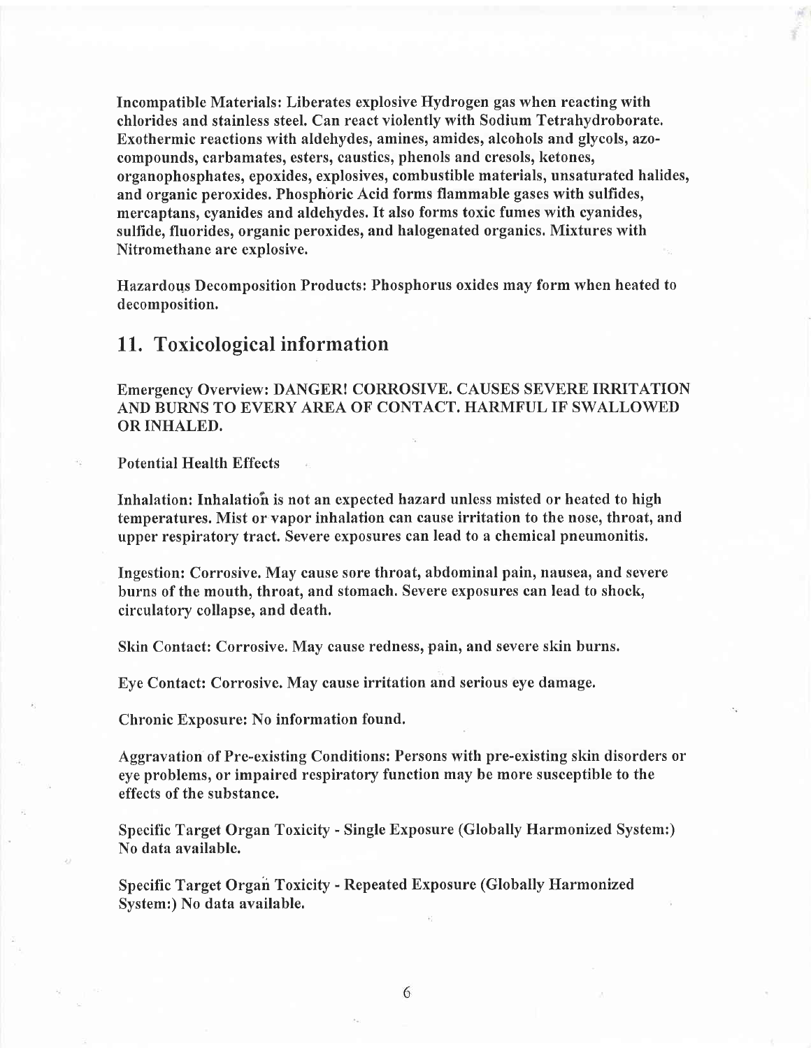Incompatible Materials: Liberates explosive Hydrogen gas when reacting with chlorides and stainless steel. Can react violently with Sodium Tetrahydroborate. Exothermic reactions with aldehydes, amines, amides, alcohols and glycols, azo-compounds, carbamates, esters, caustics, phenols and cresols, ketones, organophosphates, epoxides, explosives, combustible materials, unsaturated halides, and organic peroxides. Phosphoric Acid forms flammable gases with sulfides, mercaptans, cyanides and aldehydes. It also forms toxic fumes with cyanides, sulfide, fluorides, organic peroxides, and halogenated organics. Mixtures with Nitromethane are explosive.

Hazardous Decomposition Products: Phosphorus oxides may form when heated to decomposition.

## 11. Toxicological information

Emergency Overview: DANGER! CORROSIVE. CAUSES SEVERE IRRITATION AND BURNS TO EVERY AREA OF CONTACT. HARMFUL IF SWALLOWED OR INHALED.

Potential Health Effects

Inhalation: Inhalation is not an expected hazard unless misted or heated to high temperatures. Mist or vapor inhalation can cause irritation to the nose, throat, and upper respiratory tract. Severe exposures can lead to a chemical pneumonitis.

Ingestion: Corrosive. May cause sore throat, abdominal pain, nausea, and severe burns of the mouth, throat, and stomach. Severe exposures can lead to shock, circulatory collapse, and death.

Skin Contact: Corrosive. May cause redness, pain, and severe skin burns.

Eye Contact: Corrosive. May cause irritation and serious eye damage.

Chronic Exposure: No information found.

Aggravation of Pre-existing Conditions: Persons with pre-existing skin disorders or eye problems, or impaired respiratory function may be more susceptible to the effects of the substance.

Specific Target Organ Toxicity - Single Exposure (Globally Harmonized System:) No data available.

Specific Target Organ Toxicity - Repeated Exposure (Globally Harmonized System:) No data available.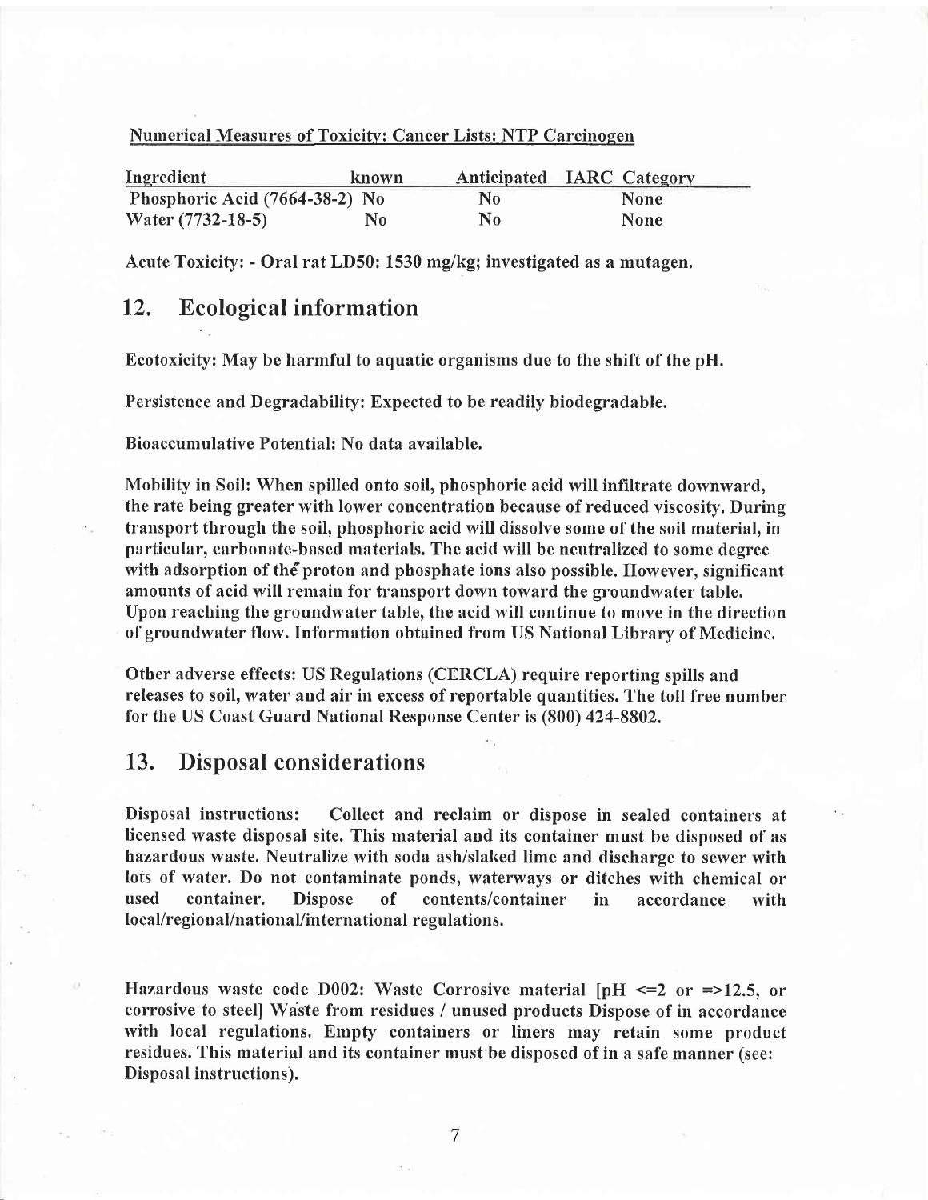Numerical Measures of Toxicity: Cancer Lists: NTP Carcinogen

| Ingredient | known | Anticipated | IARC Category |
|---|---|---|---|
| Phosphoric Acid (7664-38-2) | No | No | None |
| Water (7732-18-5) | No | No | None |

**Acute Toxicity: - Oral rat LD50: 1530 mg/kg; investigated as a mutagen.**

## 12. Ecological information

**Ecotoxicity: May be harmful to aquatic organisms due to the shift of the pH.**

**Persistence and Degradability: Expected to be readily biodegradable.**

**Bioaccumulative Potential: No data available.**

**Mobility in Soil: When spilled onto soil, phosphoric acid will infiltrate downward, the rate being greater with lower concentration because of reduced viscosity. During transport through the soil, phosphoric acid will dissolve some of the soil material, in particular, carbonate-based materials. The acid will be neutralized to some degree with adsorption of the proton and phosphate ions also possible. However, significant amounts of acid will remain for transport down toward the groundwater table. Upon reaching the groundwater table, the acid will continue to move in the direction of groundwater flow. Information obtained from US National Library of Medicine.**

**Other adverse effects: US Regulations (CERCLA) require reporting spills and releases to soil, water and air in excess of reportable quantities. The toll free number for the US Coast Guard National Response Center is (800) 424-8802.**

## 13. Disposal considerations

**Disposal instructions: Collect and reclaim or dispose in sealed containers at licensed waste disposal site. This material and its container must be disposed of as hazardous waste. Neutralize with soda ash/slaked lime and discharge to sewer with lots of water. Do not contaminate ponds, waterways or ditches with chemical or used container. Dispose of contents/container in accordance with local/regional/national/international regulations.**

**Hazardous waste code D002: Waste Corrosive material [pH <=2 or =>12.5, or corrosive to steel] Waste from residues / unused products Dispose of in accordance with local regulations. Empty containers or liners may retain some product residues. This material and its container must be disposed of in a safe manner (see: Disposal instructions).**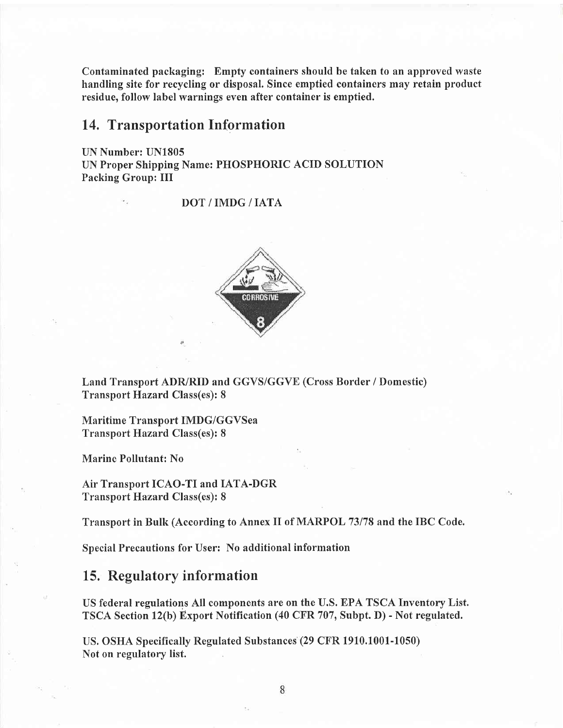**Contaminated packaging: Empty containers should be taken to an approved waste handling site for recycling or disposal. Since emptied containers may retain product residue, follow label warnings even after container is emptied.**

## 14. Transportation Information

**UN Number: UN1805**
**UN Proper Shipping Name: PHOSPHORIC ACID SOLUTION**
**Packing Group: III**

**DOT / IMDG / IATA**

CORROSIVE

8

**Land Transport ADR/RID and GGVS/GGVE (Cross Border / Domestic)**
**Transport Hazard Class(es): 8**

**Maritime Transport IMDG/GGVSea**
**Transport Hazard Class(es): 8**

**Marine Pollutant: No**

**Air Transport ICAO-TI and IATA-DGR**
**Transport Hazard Class(es): 8**

**Transport in Bulk (According to Annex II of MARPOL 73/78 and the IBC Code.**

**Special Precautions for User: No additional information**

## 15. Regulatory information

**US federal regulations All components are on the U.S. EPA TSCA Inventory List. TSCA Section 12(b) Export Notification (40 CFR 707, Subpt. D) - Not regulated.**

**US. OSHA Specifically Regulated Substances (29 CFR 1910.1001-1050)**
**Not on regulatory list.**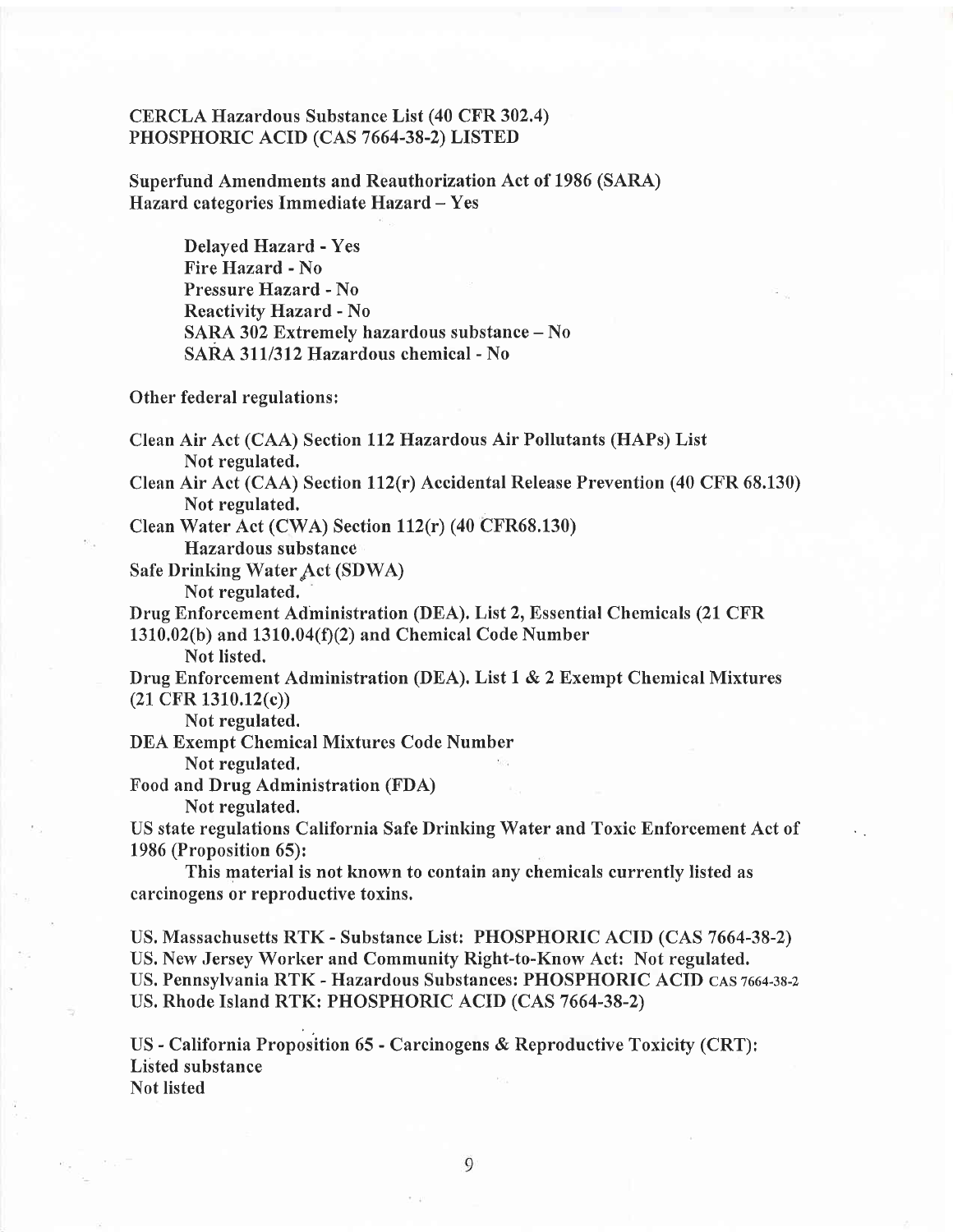CERCLA Hazardous Substance List (40 CFR 302.4)
PHOSPHORIC ACID (CAS 7664-38-2) LISTED

Superfund Amendments and Reauthorization Act of 1986 (SARA)
Hazard categories Immediate Hazard – Yes

> Delayed Hazard - Yes
> Fire Hazard - No
> Pressure Hazard - No
> Reactivity Hazard - No
> SARA 302 Extremely hazardous substance – No
> SARA 311/312 Hazardous chemical - No

Other federal regulations:

Clean Air Act (CAA) Section 112 Hazardous Air Pollutants (HAPs) List
    Not regulated.
Clean Air Act (CAA) Section 112(r) Accidental Release Prevention (40 CFR 68.130)
    Not regulated.
Clean Water Act (CWA) Section 112(r) (40 CFR68.130)
    Hazardous substance
Safe Drinking Water Act (SDWA)
    Not regulated.
Drug Enforcement Administration (DEA). List 2, Essential Chemicals (21 CFR 1310.02(b) and 1310.04(f)(2) and Chemical Code Number
    Not listed.
Drug Enforcement Administration (DEA). List 1 & 2 Exempt Chemical Mixtures (21 CFR 1310.12(c))
    Not regulated.
DEA Exempt Chemical Mixtures Code Number
    Not regulated.
Food and Drug Administration (FDA)
    Not regulated.
US state regulations California Safe Drinking Water and Toxic Enforcement Act of 1986 (Proposition 65):
    This material is not known to contain any chemicals currently listed as carcinogens or reproductive toxins.

US. Massachusetts RTK - Substance List: PHOSPHORIC ACID (CAS 7664-38-2)
US. New Jersey Worker and Community Right-to-Know Act: Not regulated.
US. Pennsylvania RTK - Hazardous Substances: PHOSPHORIC ACID CAS 7664-38-2
US. Rhode Island RTK: PHOSPHORIC ACID (CAS 7664-38-2)

US - California Proposition 65 - Carcinogens & Reproductive Toxicity (CRT):
Listed substance
Not listed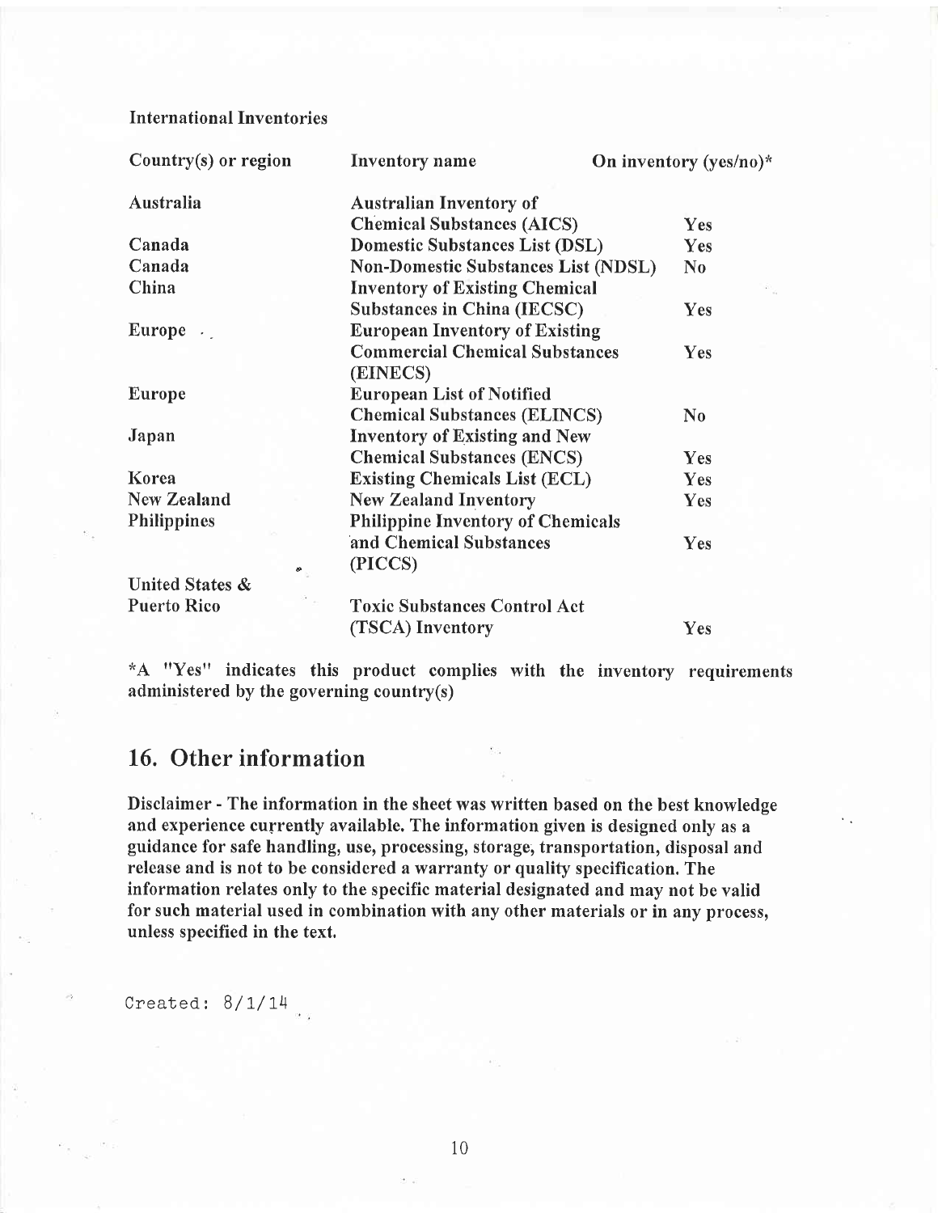International Inventories

| Country(s) or region | Inventory name | On inventory (yes/no)* |
|---|---|---|
| Australia | Australian Inventory of Chemical Substances (AICS) | Yes |
| Canada | Domestic Substances List (DSL) | Yes |
| Canada | Non-Domestic Substances List (NDSL) | No |
| China | Inventory of Existing Chemical Substances in China (IECSC) | Yes |
| Europe | European Inventory of Existing Commercial Chemical Substances (EINECS) | Yes |
| Europe | European List of Notified Chemical Substances (ELINCS) | No |
| Japan | Inventory of Existing and New Chemical Substances (ENCS) | Yes |
| Korea | Existing Chemicals List (ECL) | Yes |
| New Zealand | New Zealand Inventory | Yes |
| Philippines | Philippine Inventory of Chemicals and Chemical Substances (PICCS) | Yes |
| United States & Puerto Rico | Toxic Substances Control Act (TSCA) Inventory | Yes |

*A "Yes" indicates this product complies with the inventory requirements administered by the governing country(s)

## 16. Other information

**Disclaimer - The information in the sheet was written based on the best knowledge and experience currently available. The information given is designed only as a guidance for safe handling, use, processing, storage, transportation, disposal and release and is not to be considered a warranty or quality specification. The information relates only to the specific material designated and may not be valid for such material used in combination with any other materials or in any process, unless specified in the text.**

Created: 8/1/14